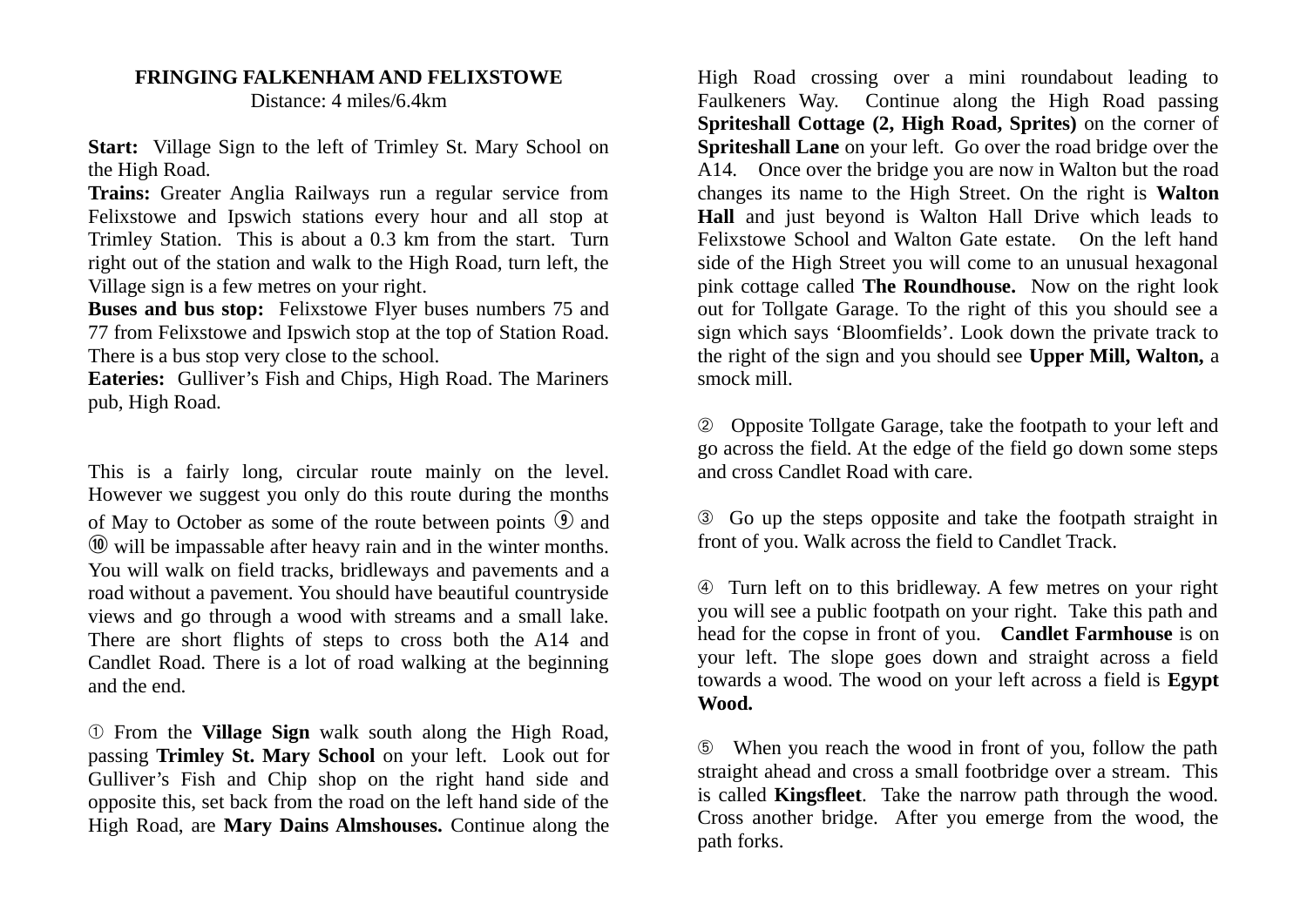# FRINGING FALKENHAM AND FELIXSTOWE

Distance: 4 miles/6.4km

**Start:** Village Sign to the left of Trimley St. Mary School on the High Road.

**Trains:** Greater Anglia Railways run a regular service from Felixstowe and Ipswich stations every hour and all stop at Trimley Station. This is about a 0.3 km from the start. Turn right out of the station and walk to the High Road, turn left, the Village sign is a few metres on your right.

**Buses and bus stop:** Felixstowe Flyer buses numbers 75 and 77 from Felixstowe and Ipswich stop at the top of Station Road. There is a bus stop very close to the school.

**Eateries:** Gulliver's Fish and Chips, High Road. The Mariners pub, High Road.

This is a fairly long, circular route mainly on the level. However we suggest you only do this route during the months of May to October as some of the route between points ⑨ and ⑩ will be impassable after heavy rain and in the winter months. You will walk on field tracks, bridleways and pavements and a road without a pavement. You should have beautiful countryside views and go through a wood with streams and a small lake. There are short flights of steps to cross both the A14 and Candlet Road. There is a lot of road walking at the beginning and the end.

① From the **Village Sign** walk south along the High Road, passing **Trimley St. Mary School** on your left. Look out for Gulliver's Fish and Chip shop on the right hand side and opposite this, set back from the road on the left hand side of the High Road, are **Mary Dains Almshouses.** Continue along the High Road crossing over a mini roundabout leading to Faulkeners Way. Continue along the High Road passing **Spriteshall Cottage (2, High Road, Sprites)** on the corner of **Spriteshall Lane** on your left. Go over the road bridge over the A14. Once over the bridge you are now in Walton but the road changes its name to the High Street. On the right is **Walton Hall** and just beyond is Walton Hall Drive which leads to Felixstowe School and Walton Gate estate. On the left hand side of the High Street you will come to an unusual hexagonal pink cottage called **The Roundhouse.** Now on the right look out for Tollgate Garage. To the right of this you should see a sign which says 'Bloomfields'. Look down the private track to the right of the sign and you should see **Upper Mill, Walton,** a smock mill.

② Opposite Tollgate Garage, take the footpath to your left and go across the field. At the edge of the field go down some steps and cross Candlet Road with care.

③ Go up the steps opposite and take the footpath straight in front of you. Walk across the field to Candlet Track.

④ Turn left on to this bridleway. A few metres on your right you will see a public footpath on your right. Take this path and head for the copse in front of you. **Candlet Farmhouse** is on your left. The slope goes down and straight across a field towards a wood. The wood on your left across a field is **Egypt Wood.**

⑤ When you reach the wood in front of you, follow the path straight ahead and cross a small footbridge over a stream. This is called **Kingsfleet**. Take the narrow path through the wood. Cross another bridge. After you emerge from the wood, the path forks.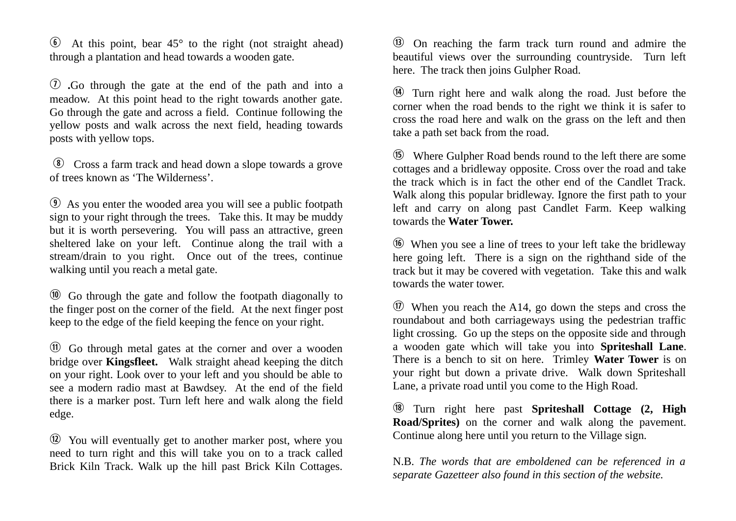⑥ At this point, bear 45° to the right (not straight ahead) through a plantation and head towards a wooden gate.

⑦ .Go through the gate at the end of the path and into a meadow. At this point head to the right towards another gate. Go through the gate and across a field. Continue following the yellow posts and walk across the next field, heading towards posts with yellow tops.

⑧ Cross a farm track and head down a slope towards a grove of trees known as 'The Wilderness'.

⑨ As you enter the wooded area you will see a public footpath sign to your right through the trees. Take this. It may be muddy but it is worth persevering. You will pass an attractive, green sheltered lake on your left. Continue along the trail with a stream/drain to you right. Once out of the trees, continue walking until you reach a metal gate.

⑩ Go through the gate and follow the footpath diagonally to the finger post on the corner of the field. At the next finger post keep to the edge of the field keeping the fence on your right.

⑪ Go through metal gates at the corner and over a wooden bridge over **Kingsfleet.** Walk straight ahead keeping the ditch on your right. Look over to your left and you should be able to see a modern radio mast at Bawdsey. At the end of the field there is a marker post. Turn left here and walk along the field edge.

⑫ You will eventually get to another marker post, where you need to turn right and this will take you on to a track called Brick Kiln Track. Walk up the hill past Brick Kiln Cottages.

⑬ On reaching the farm track turn round and admire the beautiful views over the surrounding countryside. Turn left here. The track then joins Gulpher Road.

⑭ Turn right here and walk along the road. Just before the corner when the road bends to the right we think it is safer to cross the road here and walk on the grass on the left and then take a path set back from the road.

⑮ Where Gulpher Road bends round to the left there are some cottages and a bridleway opposite. Cross over the road and take the track which is in fact the other end of the Candlet Track. Walk along this popular bridleway. Ignore the first path to your left and carry on along past Candlet Farm. Keep walking towards the **Water Tower.**

⑯ When you see a line of trees to your left take the bridleway here going left. There is a sign on the righthand side of the track but it may be covered with vegetation. Take this and walk towards the water tower.

⑰ When you reach the A14, go down the steps and cross the roundabout and both carriageways using the pedestrian traffic light crossing. Go up the steps on the opposite side and through a wooden gate which will take you into **Spriteshall Lane**. There is a bench to sit on here. Trimley **Water Tower** is on your right but down a private drive. Walk down Spriteshall Lane, a private road until you come to the High Road.

⑱ Turn right here past **Spriteshall Cottage (2, High Road/Sprites)** on the corner and walk along the pavement. Continue along here until you return to the Village sign.

N.B. *The words that are emboldened can be referenced in a separate Gazetteer also found in this section of the website.*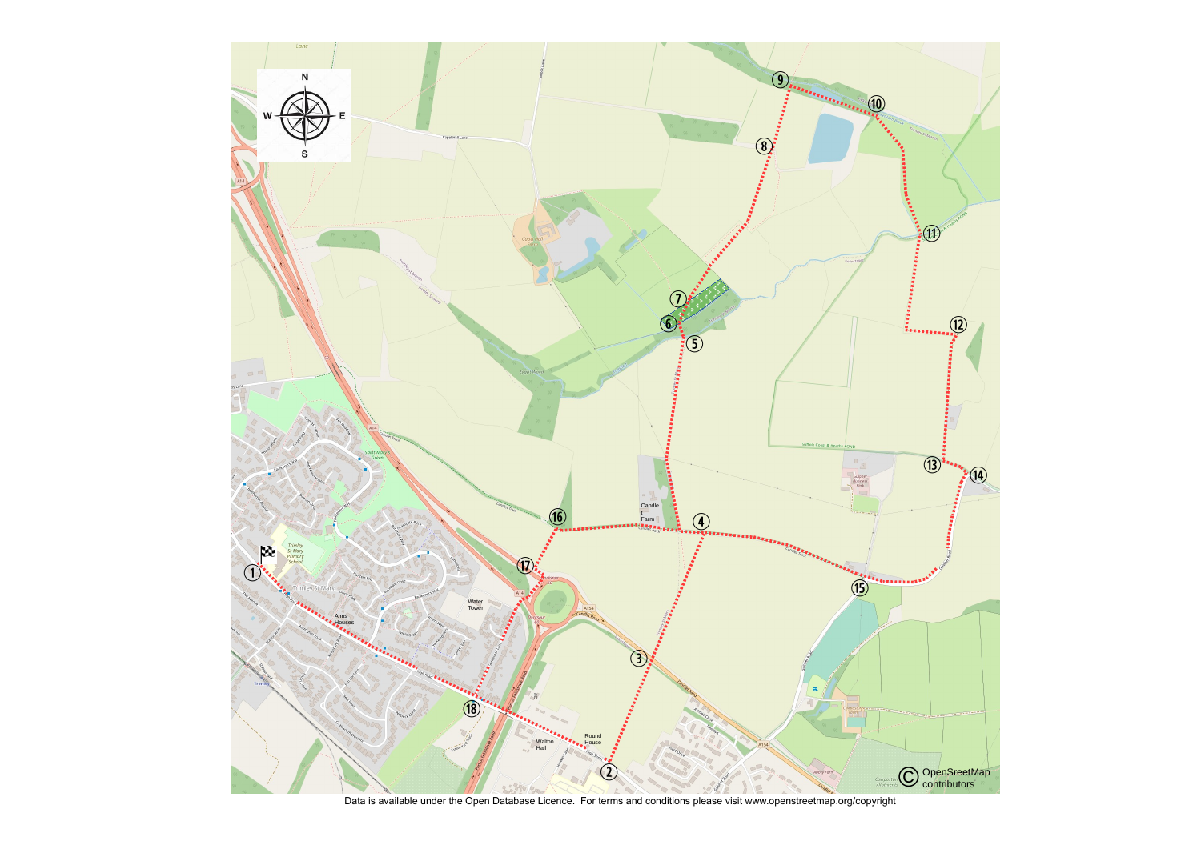OpenSreetMap contributors

Data is available under the Open Database Licence. For terms and conditions please visit www.openstreetmap.org/copyright